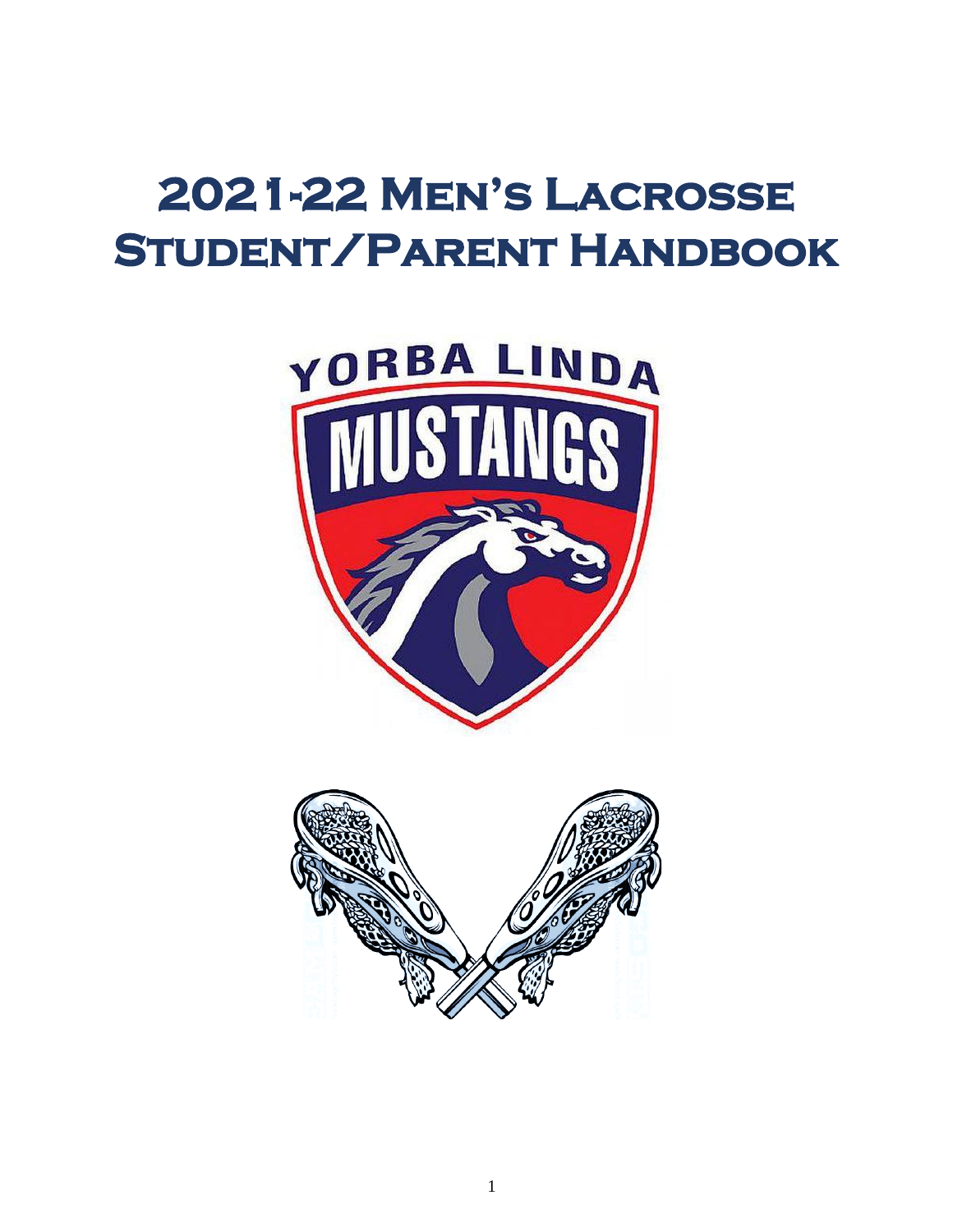# 2021-22 Men's Lacrosse Student/Parent Handbook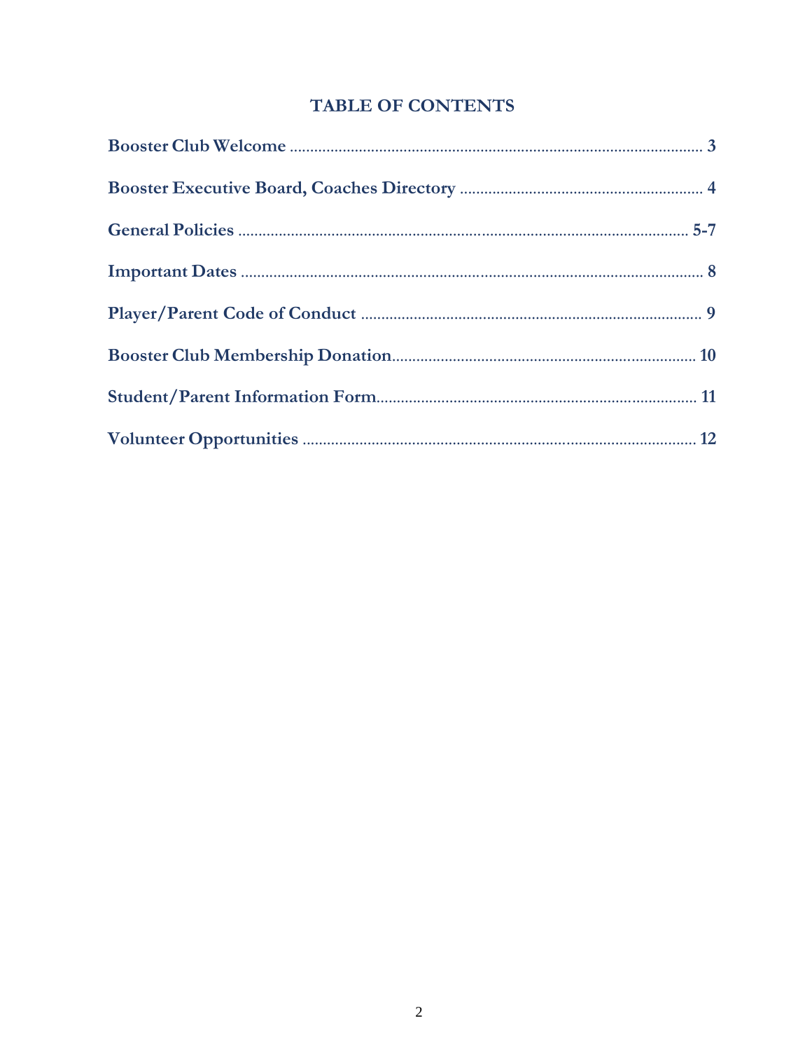# TABLE OF CONTENTS

**Booster Club Welcome** .................................................................................................. **3**

**Booster Executive Board, Coaches Directory** ............................................................ **4**

**General Policies** ............................................................................................................ **5-7**

**Important Dates** ............................................................................................................ **8**

**Player/Parent Code of Conduct** .................................................................................. **9**

**Booster Club Membership Donation**......................................................................... **10**

**Student/Parent Information Form**.............................................................................. **11**

**Volunteer Opportunities** .............................................................................................. **12**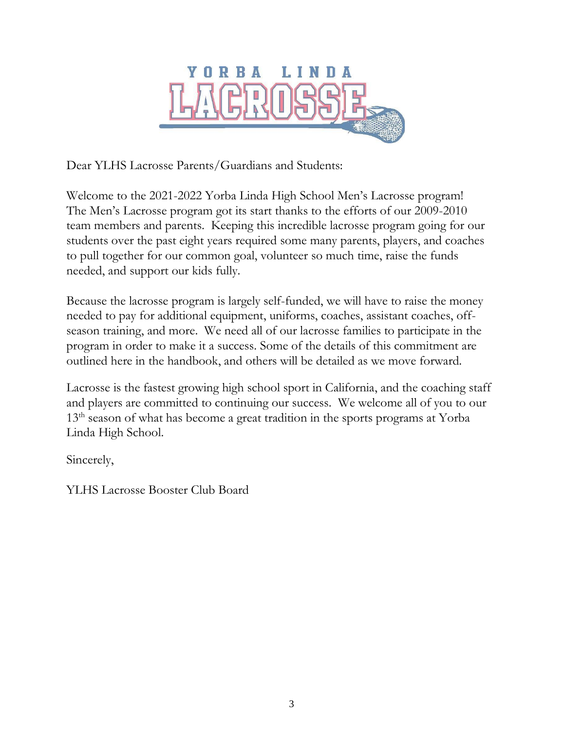Dear YLHS Lacrosse Parents/Guardians and Students:

Welcome to the 2021-2022 Yorba Linda High School Men's Lacrosse program! The Men's Lacrosse program got its start thanks to the efforts of our 2009-2010 team members and parents. Keeping this incredible lacrosse program going for our students over the past eight years required some many parents, players, and coaches to pull together for our common goal, volunteer so much time, raise the funds needed, and support our kids fully.

Because the lacrosse program is largely self-funded, we will have to raise the money needed to pay for additional equipment, uniforms, coaches, assistant coaches, off-season training, and more. We need all of our lacrosse families to participate in the program in order to make it a success. Some of the details of this commitment are outlined here in the handbook, and others will be detailed as we move forward.

Lacrosse is the fastest growing high school sport in California, and the coaching staff and players are committed to continuing our success. We welcome all of you to our 13th season of what has become a great tradition in the sports programs at Yorba Linda High School.

Sincerely,

YLHS Lacrosse Booster Club Board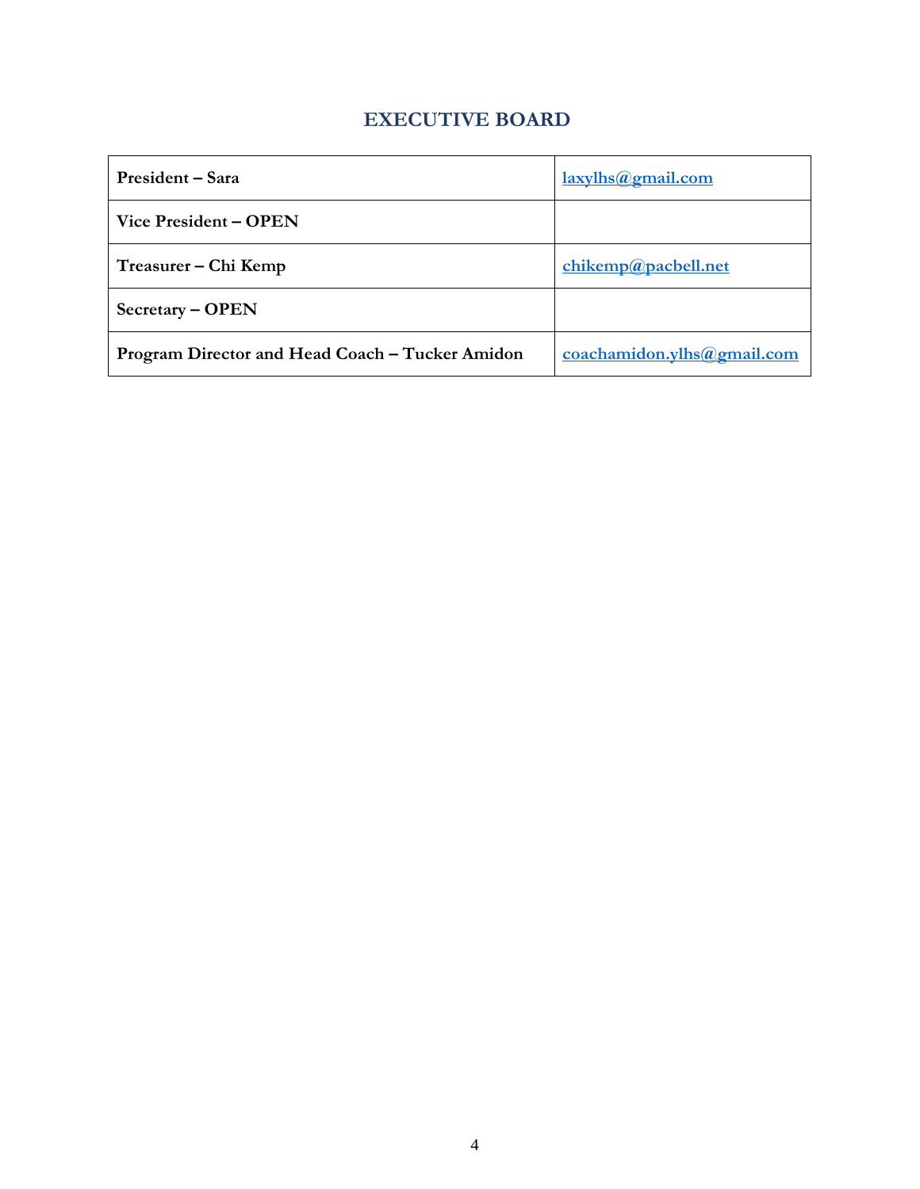## EXECUTIVE BOARD

| | |
|---|---|
| **President – Sara** | laxylhs@gmail.com |
| **Vice President – OPEN** | |
| **Treasurer – Chi Kemp** | chikemp@pacbell.net |
| **Secretary – OPEN** | |
| **Program Director and Head Coach – Tucker Amidon** | coachamidon.ylhs@gmail.com |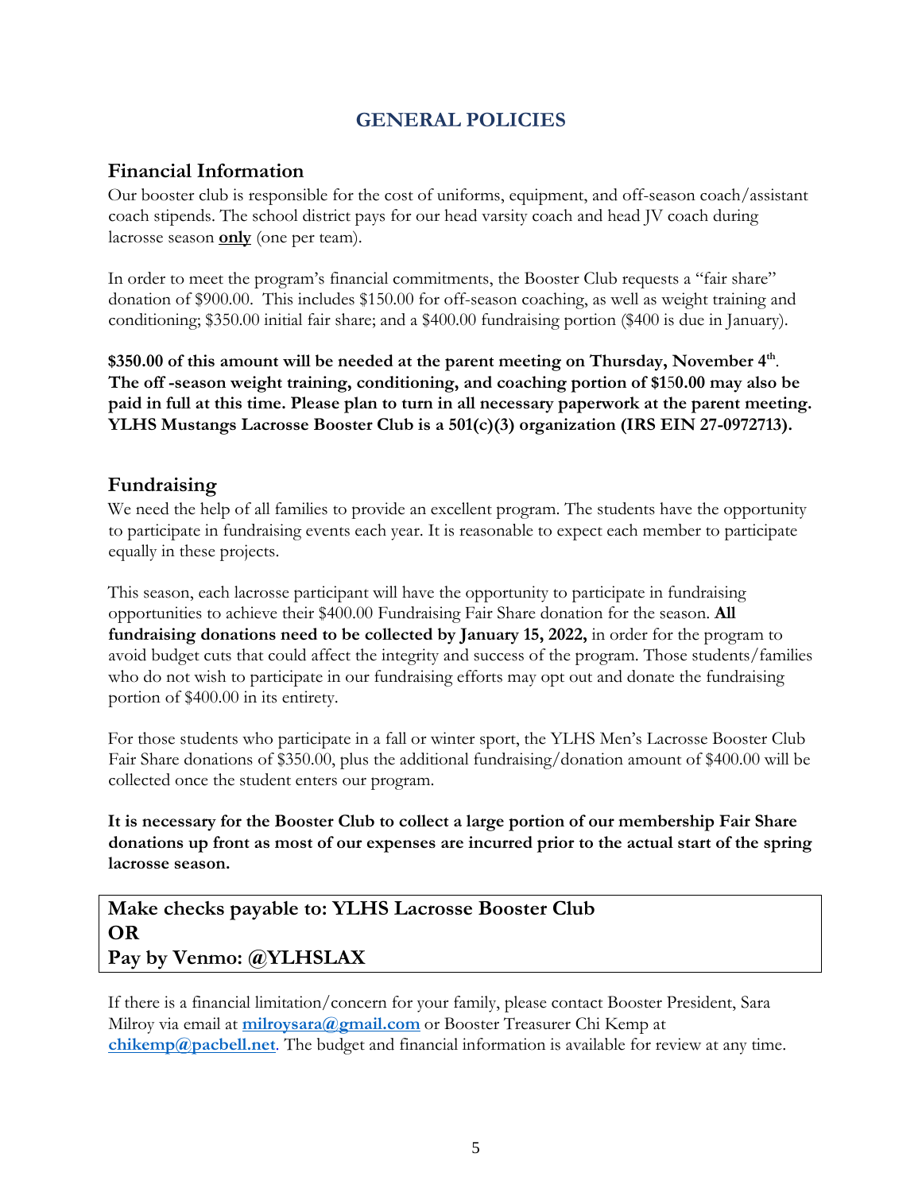# GENERAL POLICIES

## Financial Information

Our booster club is responsible for the cost of uniforms, equipment, and off-season coach/assistant coach stipends. The school district pays for our head varsity coach and head JV coach during lacrosse season **only** (one per team).

In order to meet the program's financial commitments, the Booster Club requests a "fair share" donation of $900.00. This includes $150.00 for off-season coaching, as well as weight training and conditioning; $350.00 initial fair share; and a $400.00 fundraising portion ($400 is due in January).

**$350.00 of this amount will be needed at the parent meeting on Thursday, November 4th. The off -season weight training, conditioning, and coaching portion of $150.00 may also be paid in full at this time. Please plan to turn in all necessary paperwork at the parent meeting. YLHS Mustangs Lacrosse Booster Club is a 501(c)(3) organization (IRS EIN 27-0972713).**

## Fundraising

We need the help of all families to provide an excellent program. The students have the opportunity to participate in fundraising events each year. It is reasonable to expect each member to participate equally in these projects.

This season, each lacrosse participant will have the opportunity to participate in fundraising opportunities to achieve their $400.00 Fundraising Fair Share donation for the season. **All fundraising donations need to be collected by January 15, 2022,** in order for the program to avoid budget cuts that could affect the integrity and success of the program. Those students/families who do not wish to participate in our fundraising efforts may opt out and donate the fundraising portion of $400.00 in its entirety.

For those students who participate in a fall or winter sport, the YLHS Men's Lacrosse Booster Club Fair Share donations of $350.00, plus the additional fundraising/donation amount of $400.00 will be collected once the student enters our program.

**It is necessary for the Booster Club to collect a large portion of our membership Fair Share donations up front as most of our expenses are incurred prior to the actual start of the spring lacrosse season.**

**Make checks payable to: YLHS Lacrosse Booster Club**
**OR**
**Pay by Venmo: @YLHSLAX**

If there is a financial limitation/concern for your family, please contact Booster President, Sara Milroy via email at **milroysara@gmail.com** or Booster Treasurer Chi Kemp at **chikemp@pacbell.net**. The budget and financial information is available for review at any time.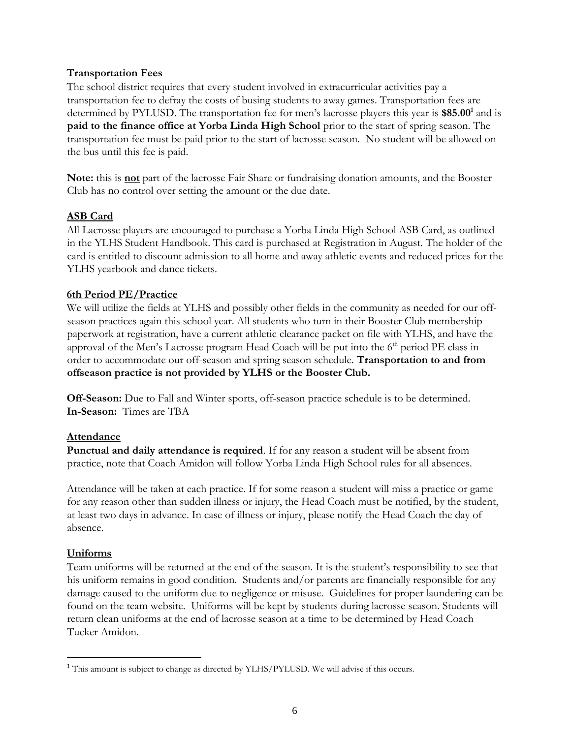## Transportation Fees

The school district requires that every student involved in extracurricular activities pay a transportation fee to defray the costs of busing students to away games. Transportation fees are determined by PYLUSD. The transportation fee for men's lacrosse players this year is **$85.00**[1] and is **paid to the finance office at Yorba Linda High School** prior to the start of spring season. The transportation fee must be paid prior to the start of lacrosse season. No student will be allowed on the bus until this fee is paid.

**Note:** this is **not** part of the lacrosse Fair Share or fundraising donation amounts, and the Booster Club has no control over setting the amount or the due date.

## ASB Card

All Lacrosse players are encouraged to purchase a Yorba Linda High School ASB Card, as outlined in the YLHS Student Handbook. This card is purchased at Registration in August. The holder of the card is entitled to discount admission to all home and away athletic events and reduced prices for the YLHS yearbook and dance tickets.

## 6th Period PE/Practice

We will utilize the fields at YLHS and possibly other fields in the community as needed for our off-season practices again this school year. All students who turn in their Booster Club membership paperwork at registration, have a current athletic clearance packet on file with YLHS, and have the approval of the Men's Lacrosse program Head Coach will be put into the 6th period PE class in order to accommodate our off-season and spring season schedule. **Transportation to and from offseason practice is not provided by YLHS or the Booster Club.**

**Off-Season:** Due to Fall and Winter sports, off-season practice schedule is to be determined.
**In-Season:** Times are TBA

## Attendance

**Punctual and daily attendance is required**. If for any reason a student will be absent from practice, note that Coach Amidon will follow Yorba Linda High School rules for all absences.

Attendance will be taken at each practice. If for some reason a student will miss a practice or game for any reason other than sudden illness or injury, the Head Coach must be notified, by the student, at least two days in advance. In case of illness or injury, please notify the Head Coach the day of absence.

## Uniforms

Team uniforms will be returned at the end of the season. It is the student's responsibility to see that his uniform remains in good condition. Students and/or parents are financially responsible for any damage caused to the uniform due to negligence or misuse. Guidelines for proper laundering can be found on the team website. Uniforms will be kept by students during lacrosse season. Students will return clean uniforms at the end of lacrosse season at a time to be determined by Head Coach Tucker Amidon.

---

[1] This amount is subject to change as directed by YLHS/PYLUSD. We will advise if this occurs.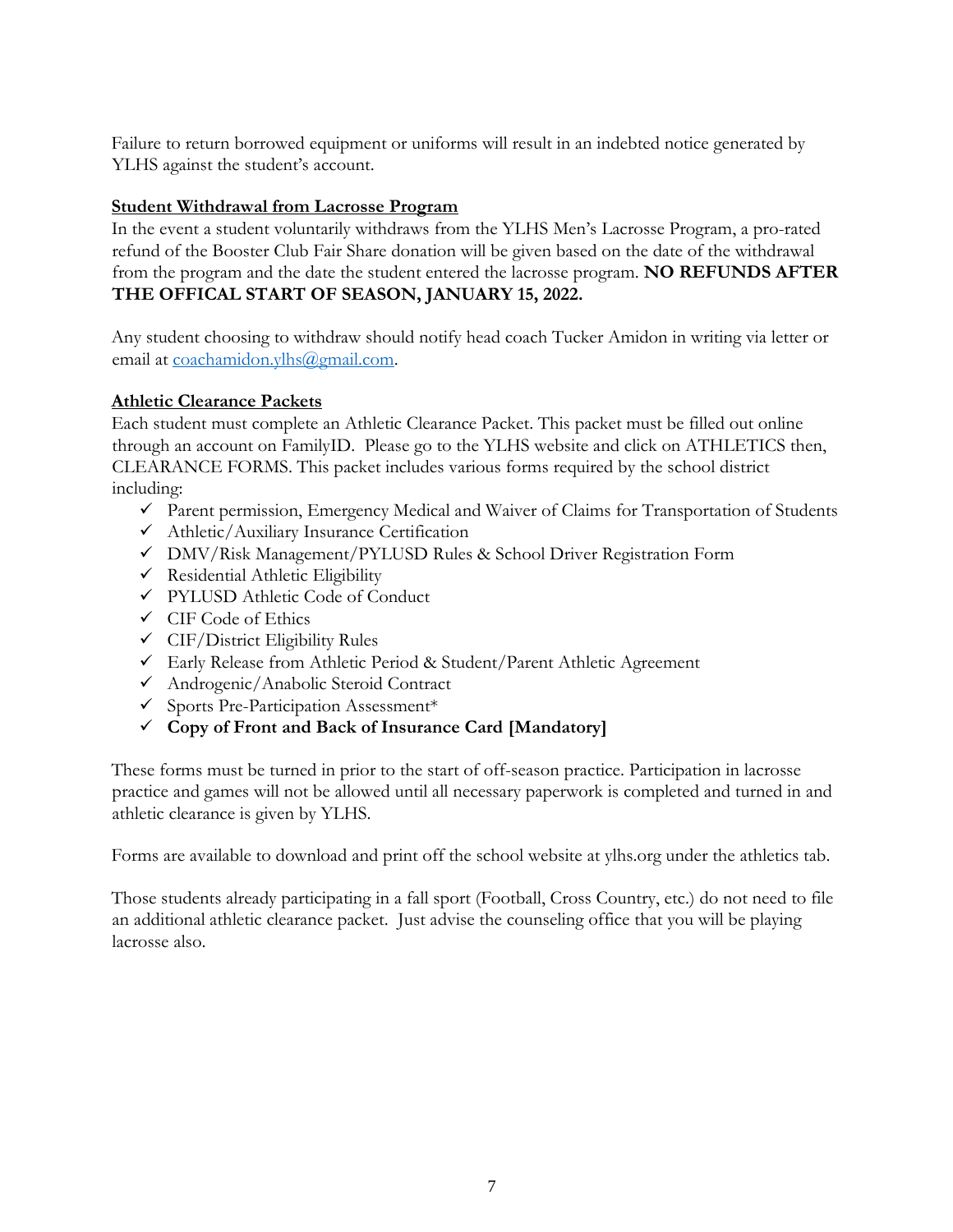Failure to return borrowed equipment or uniforms will result in an indebted notice generated by YLHS against the student's account.

## Student Withdrawal from Lacrosse Program

In the event a student voluntarily withdraws from the YLHS Men's Lacrosse Program, a pro-rated refund of the Booster Club Fair Share donation will be given based on the date of the withdrawal from the program and the date the student entered the lacrosse program. **NO REFUNDS AFTER THE OFFICAL START OF SEASON, JANUARY 15, 2022.**

Any student choosing to withdraw should notify head coach Tucker Amidon in writing via letter or email at coachamidon.ylhs@gmail.com.

## Athletic Clearance Packets

Each student must complete an Athletic Clearance Packet. This packet must be filled out online through an account on FamilyID. Please go to the YLHS website and click on ATHLETICS then, CLEARANCE FORMS. This packet includes various forms required by the school district including:

- ✓ Parent permission, Emergency Medical and Waiver of Claims for Transportation of Students
- ✓ Athletic/Auxiliary Insurance Certification
- ✓ DMV/Risk Management/PYLUSD Rules & School Driver Registration Form
- ✓ Residential Athletic Eligibility
- ✓ PYLUSD Athletic Code of Conduct
- ✓ CIF Code of Ethics
- ✓ CIF/District Eligibility Rules
- ✓ Early Release from Athletic Period & Student/Parent Athletic Agreement
- ✓ Androgenic/Anabolic Steroid Contract
- ✓ Sports Pre-Participation Assessment*
- ✓ **Copy of Front and Back of Insurance Card [Mandatory]**

These forms must be turned in prior to the start of off-season practice. Participation in lacrosse practice and games will not be allowed until all necessary paperwork is completed and turned in and athletic clearance is given by YLHS.

Forms are available to download and print off the school website at ylhs.org under the athletics tab.

Those students already participating in a fall sport (Football, Cross Country, etc.) do not need to file an additional athletic clearance packet. Just advise the counseling office that you will be playing lacrosse also.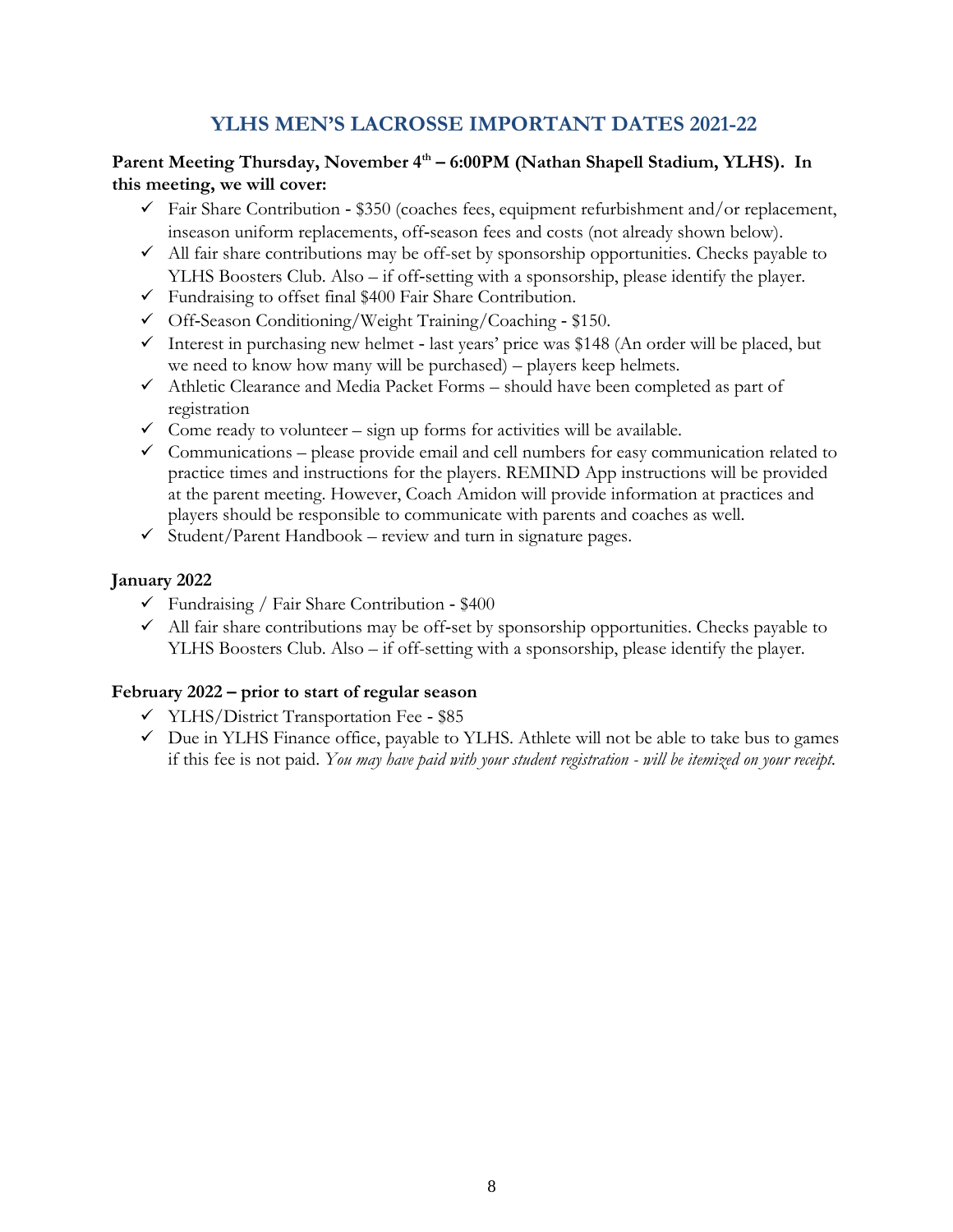# YLHS MEN'S LACROSSE IMPORTANT DATES 2021-22

**Parent Meeting Thursday, November 4th – 6:00PM (Nathan Shapell Stadium, YLHS). In this meeting, we will cover:**

- ✓ Fair Share Contribution - $350 (coaches fees, equipment refurbishment and/or replacement, inseason uniform replacements, off-season fees and costs (not already shown below).
- ✓ All fair share contributions may be off-set by sponsorship opportunities. Checks payable to YLHS Boosters Club. Also – if off-setting with a sponsorship, please identify the player.
- ✓ Fundraising to offset final $400 Fair Share Contribution.
- ✓ Off-Season Conditioning/Weight Training/Coaching - $150.
- ✓ Interest in purchasing new helmet - last years' price was $148 (An order will be placed, but we need to know how many will be purchased) – players keep helmets.
- ✓ Athletic Clearance and Media Packet Forms – should have been completed as part of registration
- ✓ Come ready to volunteer – sign up forms for activities will be available.
- ✓ Communications – please provide email and cell numbers for easy communication related to practice times and instructions for the players. REMIND App instructions will be provided at the parent meeting. However, Coach Amidon will provide information at practices and players should be responsible to communicate with parents and coaches as well.
- ✓ Student/Parent Handbook – review and turn in signature pages.

**January 2022**

- ✓ Fundraising / Fair Share Contribution - $400
- ✓ All fair share contributions may be off-set by sponsorship opportunities. Checks payable to YLHS Boosters Club. Also – if off-setting with a sponsorship, please identify the player.

**February 2022 – prior to start of regular season**

- ✓ YLHS/District Transportation Fee - $85
- ✓ Due in YLHS Finance office, payable to YLHS. Athlete will not be able to take bus to games if this fee is not paid. *You may have paid with your student registration - will be itemized on your receipt.*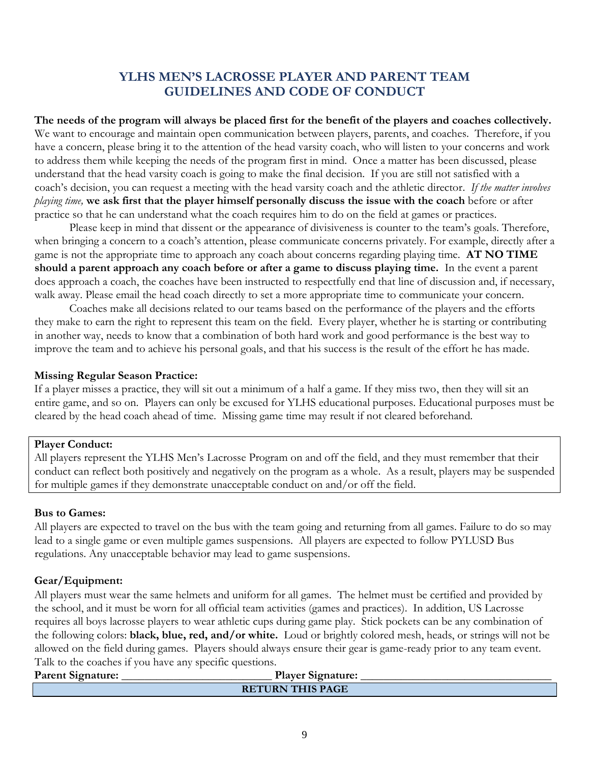## YLHS MEN'S LACROSSE PLAYER AND PARENT TEAM GUIDELINES AND CODE OF CONDUCT

**The needs of the program will always be placed first for the benefit of the players and coaches collectively.** We want to encourage and maintain open communication between players, parents, and coaches. Therefore, if you have a concern, please bring it to the attention of the head varsity coach, who will listen to your concerns and work to address them while keeping the needs of the program first in mind. Once a matter has been discussed, please understand that the head varsity coach is going to make the final decision. If you are still not satisfied with a coach's decision, you can request a meeting with the head varsity coach and the athletic director. *If the matter involves playing time,* **we ask first that the player himself personally discuss the issue with the coach** before or after practice so that he can understand what the coach requires him to do on the field at games or practices.

Please keep in mind that dissent or the appearance of divisiveness is counter to the team's goals. Therefore, when bringing a concern to a coach's attention, please communicate concerns privately. For example, directly after a game is not the appropriate time to approach any coach about concerns regarding playing time. **AT NO TIME should a parent approach any coach before or after a game to discuss playing time.** In the event a parent does approach a coach, the coaches have been instructed to respectfully end that line of discussion and, if necessary, walk away. Please email the head coach directly to set a more appropriate time to communicate your concern.

Coaches make all decisions related to our teams based on the performance of the players and the efforts they make to earn the right to represent this team on the field. Every player, whether he is starting or contributing in another way, needs to know that a combination of both hard work and good performance is the best way to improve the team and to achieve his personal goals, and that his success is the result of the effort he has made.

**Missing Regular Season Practice:**

If a player misses a practice, they will sit out a minimum of a half a game. If they miss two, then they will sit an entire game, and so on. Players can only be excused for YLHS educational purposes. Educational purposes must be cleared by the head coach ahead of time. Missing game time may result if not cleared beforehand.

**Player Conduct:**

All players represent the YLHS Men's Lacrosse Program on and off the field, and they must remember that their conduct can reflect both positively and negatively on the program as a whole. As a result, players may be suspended for multiple games if they demonstrate unacceptable conduct on and/or off the field.

**Bus to Games:**

All players are expected to travel on the bus with the team going and returning from all games. Failure to do so may lead to a single game or even multiple games suspensions. All players are expected to follow PYLUSD Bus regulations. Any unacceptable behavior may lead to game suspensions.

**Gear/Equipment:**

All players must wear the same helmets and uniform for all games. The helmet must be certified and provided by the school, and it must be worn for all official team activities (games and practices). In addition, US Lacrosse requires all boys lacrosse players to wear athletic cups during game play. Stick pockets can be any combination of the following colors: **black, blue, red, and/or white.** Loud or brightly colored mesh, heads, or strings will not be allowed on the field during games. Players should always ensure their gear is game-ready prior to any team event. Talk to the coaches if you have any specific questions.

**Parent Signature:** \_\_\_\_\_\_\_\_\_\_\_\_\_\_\_\_\_\_\_\_\_\_\_\_\_\_ **Player Signature:** \_\_\_\_\_\_\_\_\_\_\_\_\_\_\_\_\_\_\_\_\_\_\_\_\_\_\_\_\_\_\_\_\_\_

**RETURN THIS PAGE**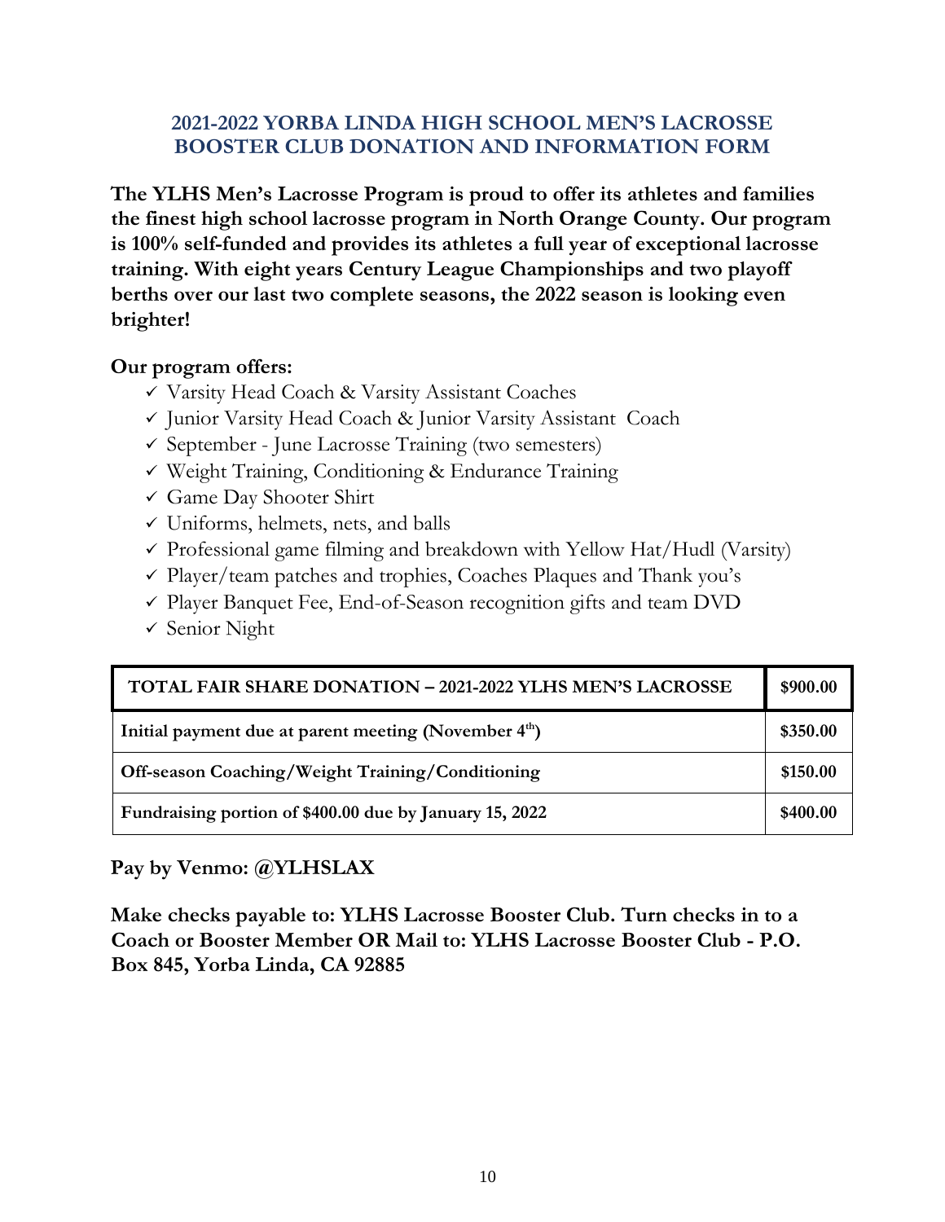# 2021-2022 YORBA LINDA HIGH SCHOOL MEN'S LACROSSE BOOSTER CLUB DONATION AND INFORMATION FORM

**The YLHS Men's Lacrosse Program is proud to offer its athletes and families the finest high school lacrosse program in North Orange County. Our program is 100% self-funded and provides its athletes a full year of exceptional lacrosse training. With eight years Century League Championships and two playoff berths over our last two complete seasons, the 2022 season is looking even brighter!**

**Our program offers:**

- ✓ Varsity Head Coach & Varsity Assistant Coaches
- ✓ Junior Varsity Head Coach & Junior Varsity Assistant Coach
- ✓ September - June Lacrosse Training (two semesters)
- ✓ Weight Training, Conditioning & Endurance Training
- ✓ Game Day Shooter Shirt
- ✓ Uniforms, helmets, nets, and balls
- ✓ Professional game filming and breakdown with Yellow Hat/Hudl (Varsity)
- ✓ Player/team patches and trophies, Coaches Plaques and Thank you's
- ✓ Player Banquet Fee, End-of-Season recognition gifts and team DVD
- ✓ Senior Night

| TOTAL FAIR SHARE DONATION – 2021-2022 YLHS MEN'S LACROSSE | $900.00 |
|---|---|
| Initial payment due at parent meeting (November 4th) | $350.00 |
| Off-season Coaching/Weight Training/Conditioning | $150.00 |
| Fundraising portion of $400.00 due by January 15, 2022 | $400.00 |

**Pay by Venmo: @YLHSLAX**

**Make checks payable to: YLHS Lacrosse Booster Club. Turn checks in to a Coach or Booster Member OR Mail to: YLHS Lacrosse Booster Club - P.O. Box 845, Yorba Linda, CA 92885**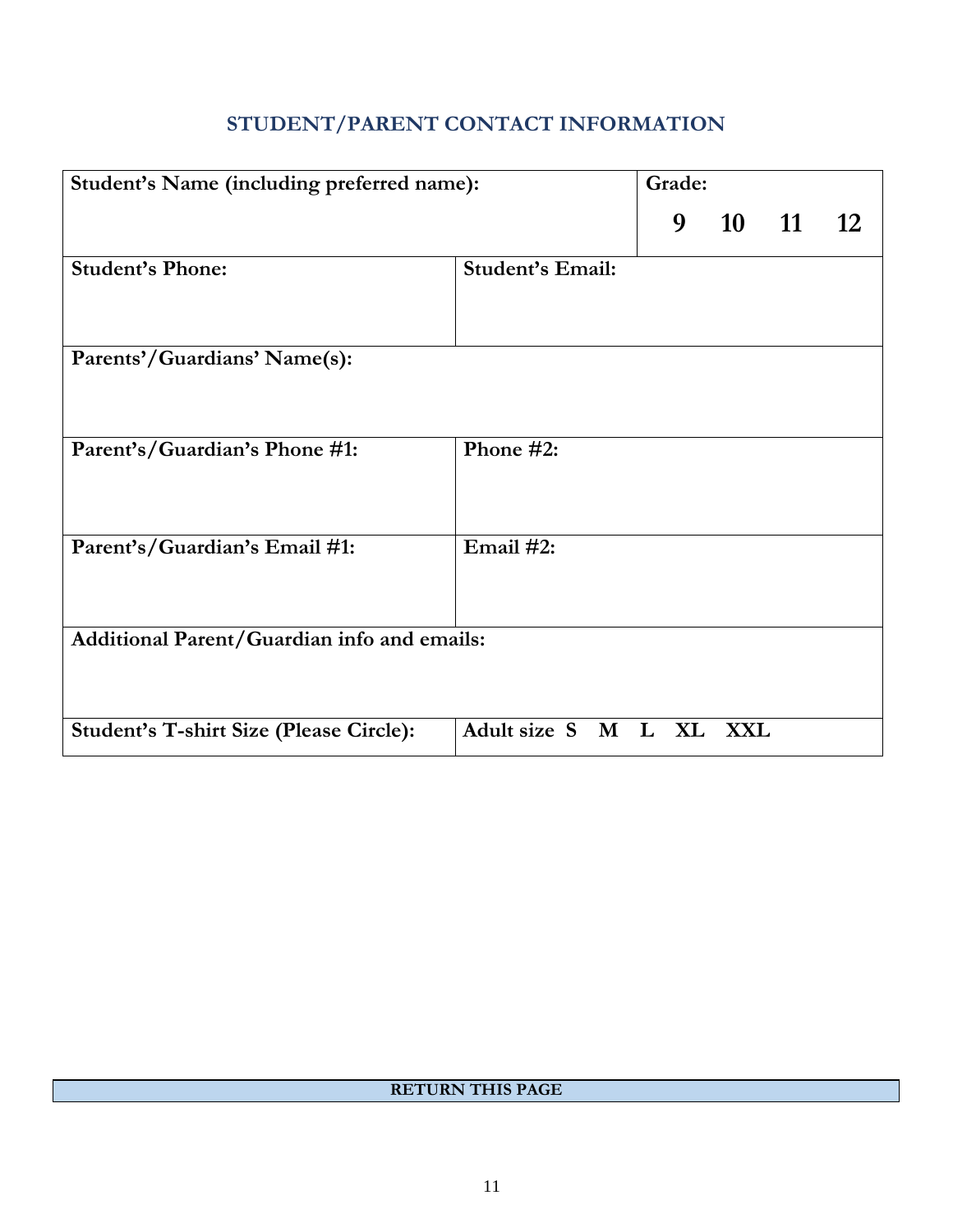## STUDENT/PARENT CONTACT INFORMATION

| **Student's Name (including preferred name):** | | **Grade:** 9 10 11 12 |
|---|---|---|
| **Student's Phone:** | **Student's Email:** | |
| **Parents'/Guardians' Name(s):** | | |
| **Parent's/Guardian's Phone #1:** | **Phone #2:** | |
| **Parent's/Guardian's Email #1:** | **Email #2:** | |
| **Additional Parent/Guardian info and emails:** | | |
| **Student's T-shirt Size (Please Circle):** | **Adult size S M L XL XXL** | |

**RETURN THIS PAGE**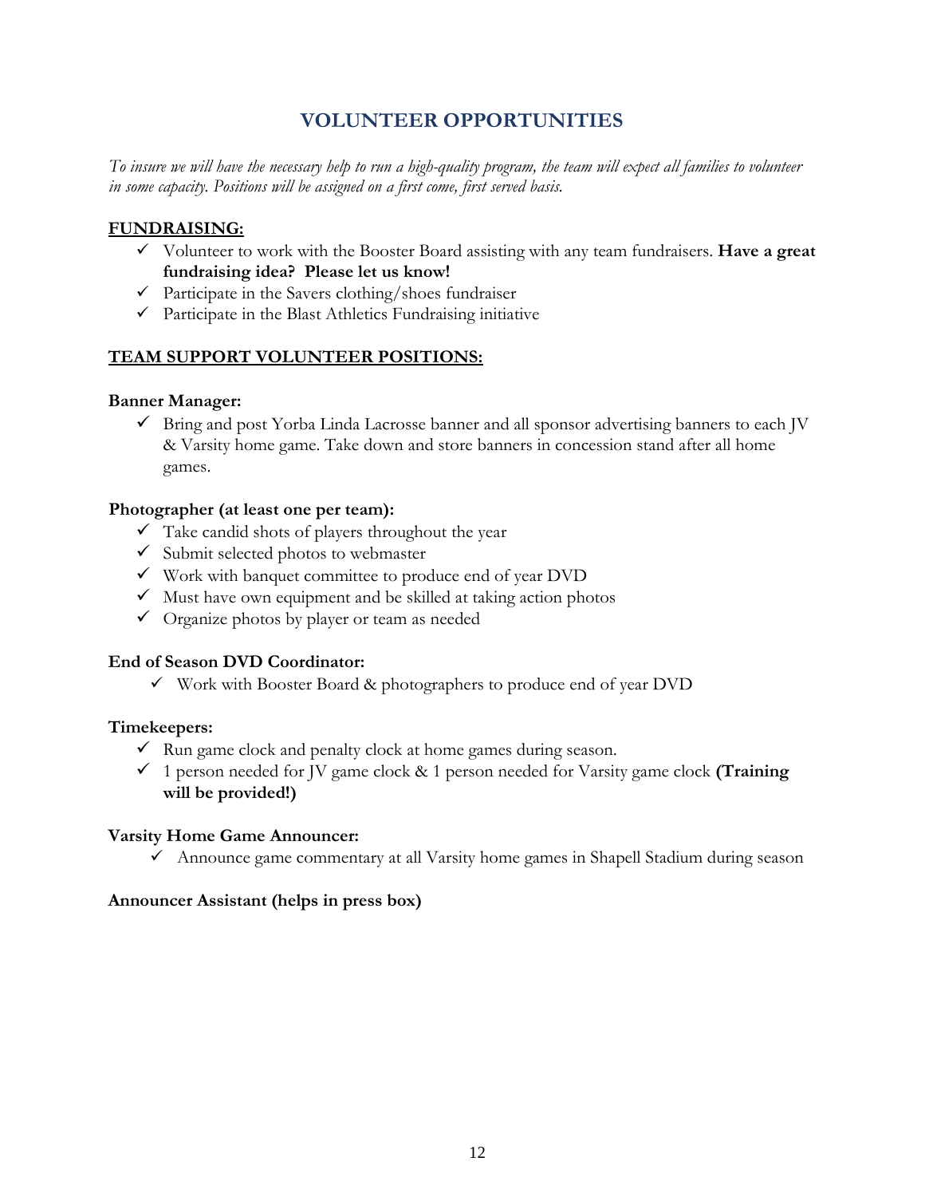# VOLUNTEER OPPORTUNITIES

*To insure we will have the necessary help to run a high-quality program, the team will expect all families to volunteer in some capacity. Positions will be assigned on a first come, first served basis.*

## FUNDRAISING:

- ✓ Volunteer to work with the Booster Board assisting with any team fundraisers. **Have a great fundraising idea? Please let us know!**
- ✓ Participate in the Savers clothing/shoes fundraiser
- ✓ Participate in the Blast Athletics Fundraising initiative

## TEAM SUPPORT VOLUNTEER POSITIONS:

**Banner Manager:**

- ✓ Bring and post Yorba Linda Lacrosse banner and all sponsor advertising banners to each JV & Varsity home game. Take down and store banners in concession stand after all home games.

**Photographer (at least one per team):**

- ✓ Take candid shots of players throughout the year
- ✓ Submit selected photos to webmaster
- ✓ Work with banquet committee to produce end of year DVD
- ✓ Must have own equipment and be skilled at taking action photos
- ✓ Organize photos by player or team as needed

**End of Season DVD Coordinator:**

- ✓ Work with Booster Board & photographers to produce end of year DVD

**Timekeepers:**

- ✓ Run game clock and penalty clock at home games during season.
- ✓ 1 person needed for JV game clock & 1 person needed for Varsity game clock **(Training will be provided!)**

**Varsity Home Game Announcer:**

- ✓ Announce game commentary at all Varsity home games in Shapell Stadium during season

**Announcer Assistant (helps in press box)**